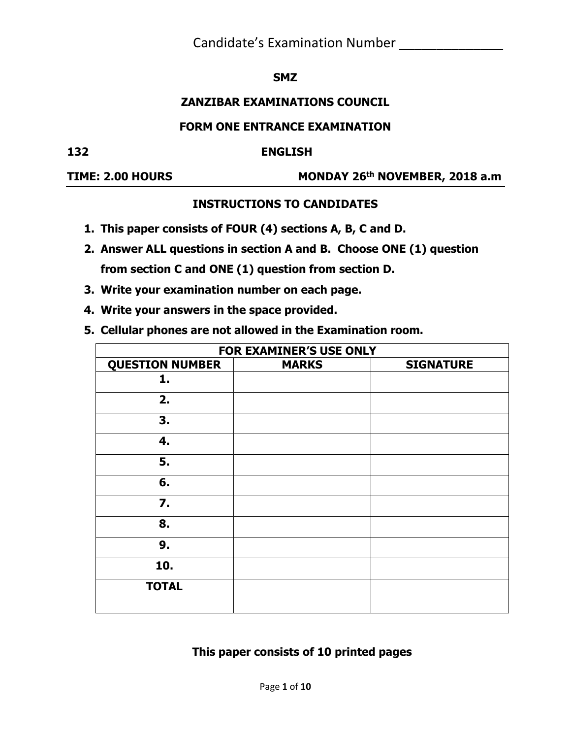Candidate's Examination Number _______________

**SMZ**

**ZANZIBAR EXAMINATIONS COUNCIL**

**FORM ONE ENTRANCE EXAMINATION**

**132** **ENGLISH**

**TIME: 2.00 HOURS** **MONDAY 26th NOVEMBER, 2018 a.m**

**INSTRUCTIONS TO CANDIDATES**

1. **This paper consists of FOUR (4) sections A, B, C and D.**
2. **Answer ALL questions in section A and B. Choose ONE (1) question from section C and ONE (1) question from section D.**
3. **Write your examination number on each page.**
4. **Write your answers in the space provided.**
5. **Cellular phones are not allowed in the Examination room.**

| FOR EXAMINER'S USE ONLY | | |
|---|---|---|
| **QUESTION NUMBER** | **MARKS** | **SIGNATURE** |
| **1.** | | |
| **2.** | | |
| **3.** | | |
| **4.** | | |
| **5.** | | |
| **6.** | | |
| **7.** | | |
| **8.** | | |
| **9.** | | |
| **10.** | | |
| **TOTAL** | | |

**This paper consists of 10 printed pages**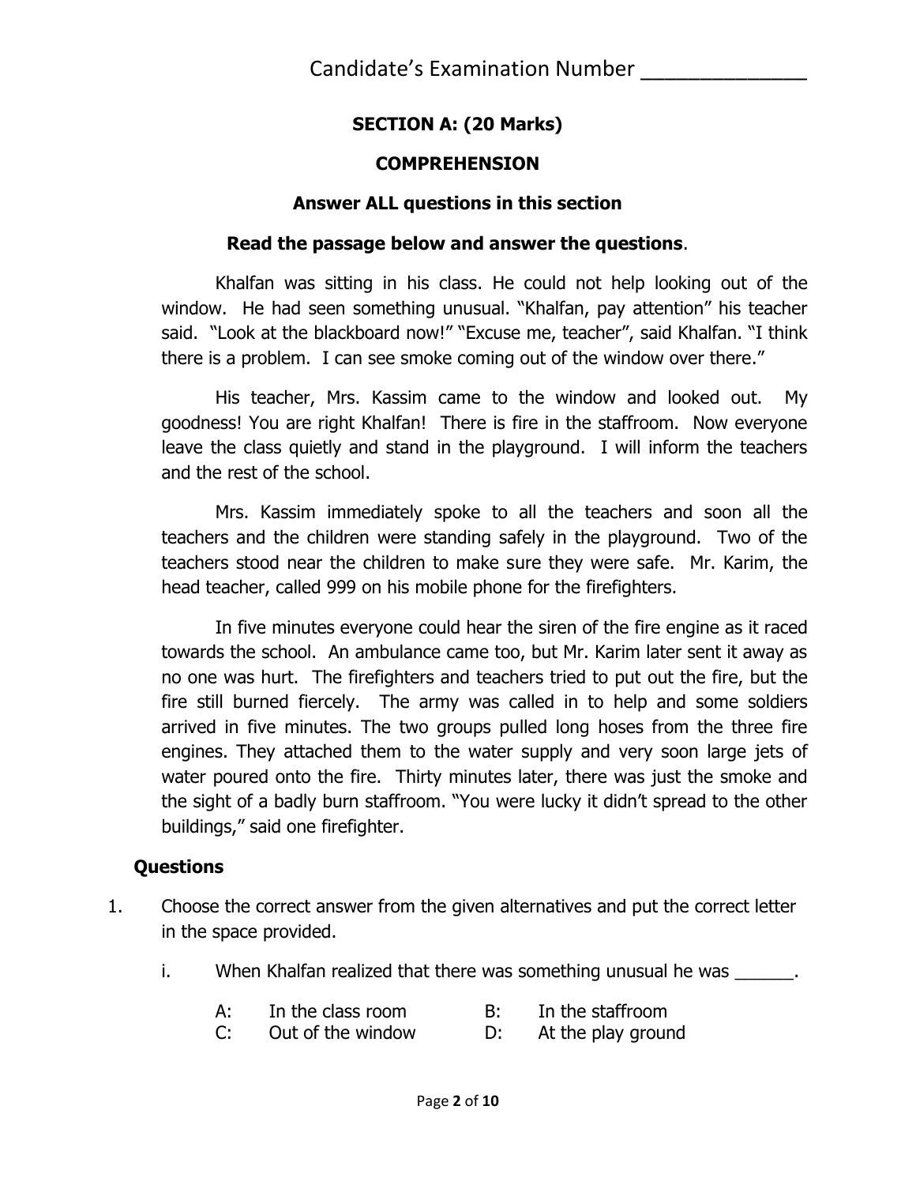Candidate's Examination Number _______________

## SECTION A: (20 Marks)

### COMPREHENSION

**Answer ALL questions in this section**

**Read the passage below and answer the questions**.

Khalfan was sitting in his class. He could not help looking out of the window. He had seen something unusual. "Khalfan, pay attention" his teacher said. "Look at the blackboard now!" "Excuse me, teacher", said Khalfan. "I think there is a problem. I can see smoke coming out of the window over there."

His teacher, Mrs. Kassim came to the window and looked out. My goodness! You are right Khalfan! There is fire in the staffroom. Now everyone leave the class quietly and stand in the playground. I will inform the teachers and the rest of the school.

Mrs. Kassim immediately spoke to all the teachers and soon all the teachers and the children were standing safely in the playground. Two of the teachers stood near the children to make sure they were safe. Mr. Karim, the head teacher, called 999 on his mobile phone for the firefighters.

In five minutes everyone could hear the siren of the fire engine as it raced towards the school. An ambulance came too, but Mr. Karim later sent it away as no one was hurt. The firefighters and teachers tried to put out the fire, but the fire still burned fiercely. The army was called in to help and some soldiers arrived in five minutes. The two groups pulled long hoses from the three fire engines. They attached them to the water supply and very soon large jets of water poured onto the fire. Thirty minutes later, there was just the smoke and the sight of a badly burn staffroom. "You were lucky it didn't spread to the other buildings," said one firefighter.

**Questions**

1. Choose the correct answer from the given alternatives and put the correct letter in the space provided.

   i. When Khalfan realized that there was something unusual he was ______.

      A: In the class room  B: In the staffroom
      C: Out of the window  D: At the play ground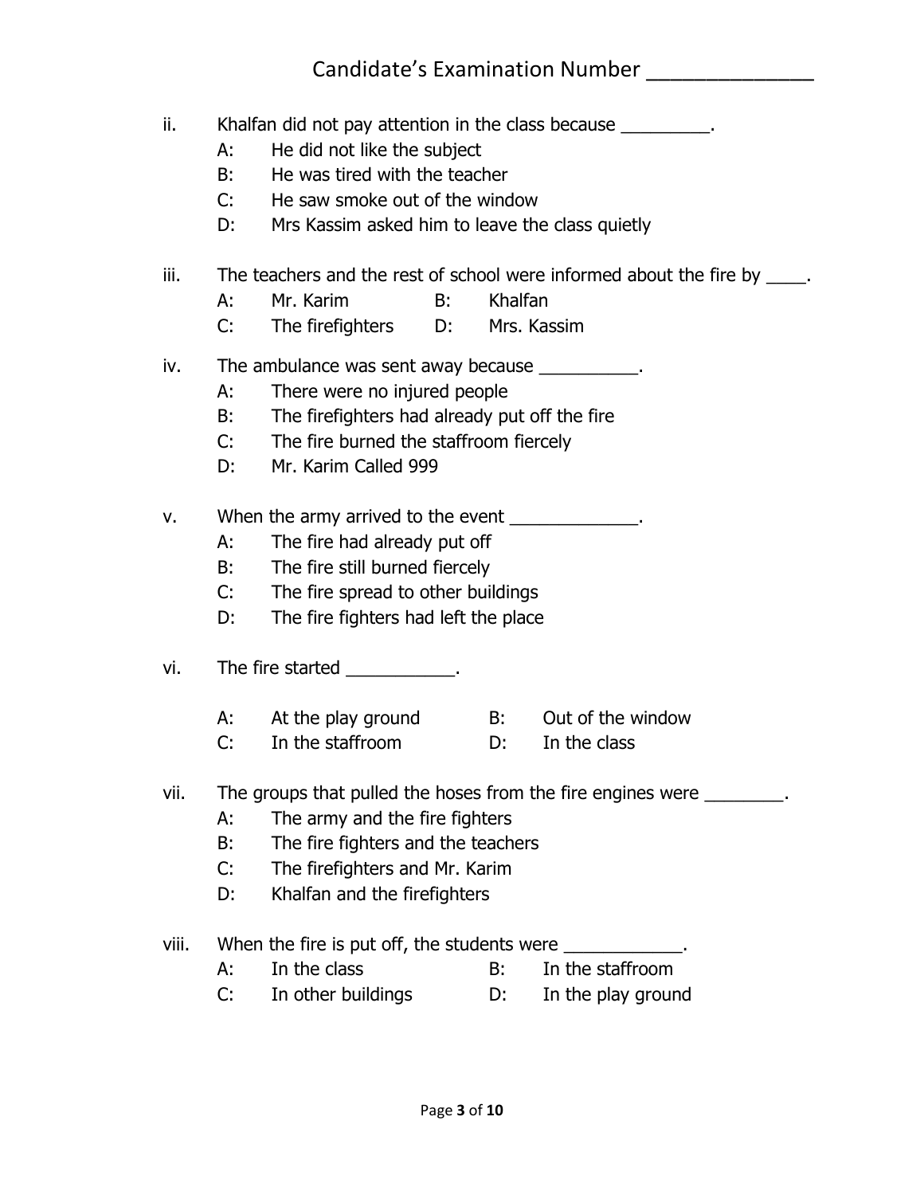Candidate's Examination Number _______________

ii. Khalfan did not pay attention in the class because _________.

A: He did not like the subject
B: He was tired with the teacher
C: He saw smoke out of the window
D: Mrs Kassim asked him to leave the class quietly

iii. The teachers and the rest of school were informed about the fire by ____.

A: Mr. Karim  B: Khalfan
C: The firefighters  D: Mrs. Kassim

iv. The ambulance was sent away because __________.

A: There were no injured people
B: The firefighters had already put off the fire
C: The fire burned the staffroom fiercely
D: Mr. Karim Called 999

v. When the army arrived to the event _____________.

A: The fire had already put off
B: The fire still burned fiercely
C: The fire spread to other buildings
D: The fire fighters had left the place

vi. The fire started ___________.

A: At the play ground  B: Out of the window
C: In the staffroom  D: In the class

vii. The groups that pulled the hoses from the fire engines were ________.

A: The army and the fire fighters
B: The fire fighters and the teachers
C: The firefighters and Mr. Karim
D: Khalfan and the firefighters

viii. When the fire is put off, the students were ____________.

A: In the class  B: In the staffroom
C: In other buildings  D: In the play ground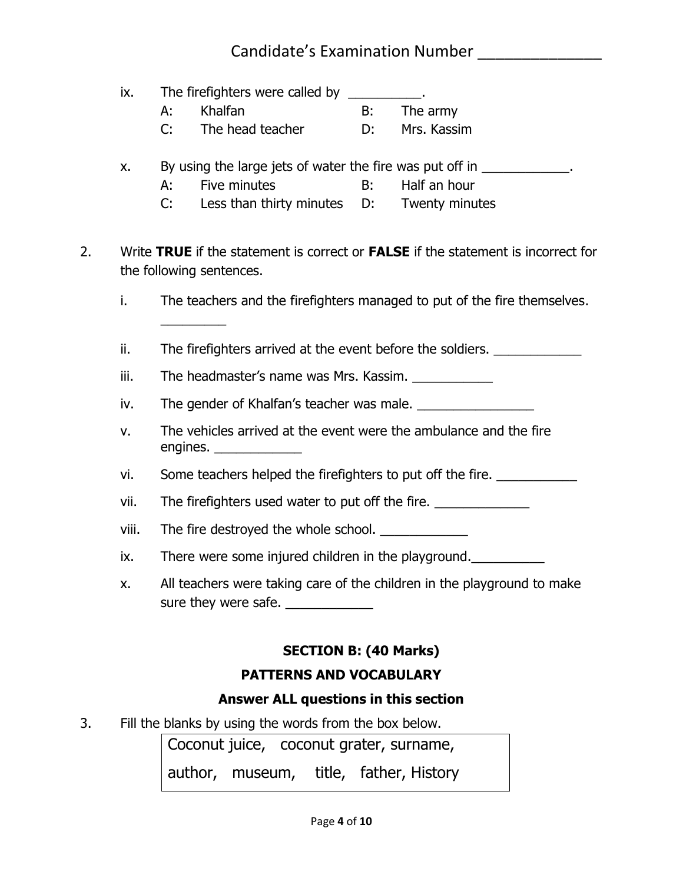ix. The firefighters were called by __________.

A: Khalfan B: The army

C: The head teacher D: Mrs. Kassim

x. By using the large jets of water the fire was put off in ____________.

A: Five minutes B: Half an hour

C: Less than thirty minutes D: Twenty minutes

2. Write **TRUE** if the statement is correct or **FALSE** if the statement is incorrect for the following sentences.

i. The teachers and the firefighters managed to put of the fire themselves. _________

ii. The firefighters arrived at the event before the soldiers. ____________

iii. The headmaster's name was Mrs. Kassim. ___________

iv. The gender of Khalfan's teacher was male. ________________

v. The vehicles arrived at the event were the ambulance and the fire engines. ____________

vi. Some teachers helped the firefighters to put off the fire. ___________

vii. The firefighters used water to put off the fire. _____________

viii. The fire destroyed the whole school. ____________

ix. There were some injured children in the playground.__________

x. All teachers were taking care of the children in the playground to make sure they were safe. ____________

## SECTION B: (40 Marks)

## PATTERNS AND VOCABULARY

### Answer ALL questions in this section

3. Fill the blanks by using the words from the box below.

| Coconut juice, coconut grater, surname, author, museum, title, father, History |
|---|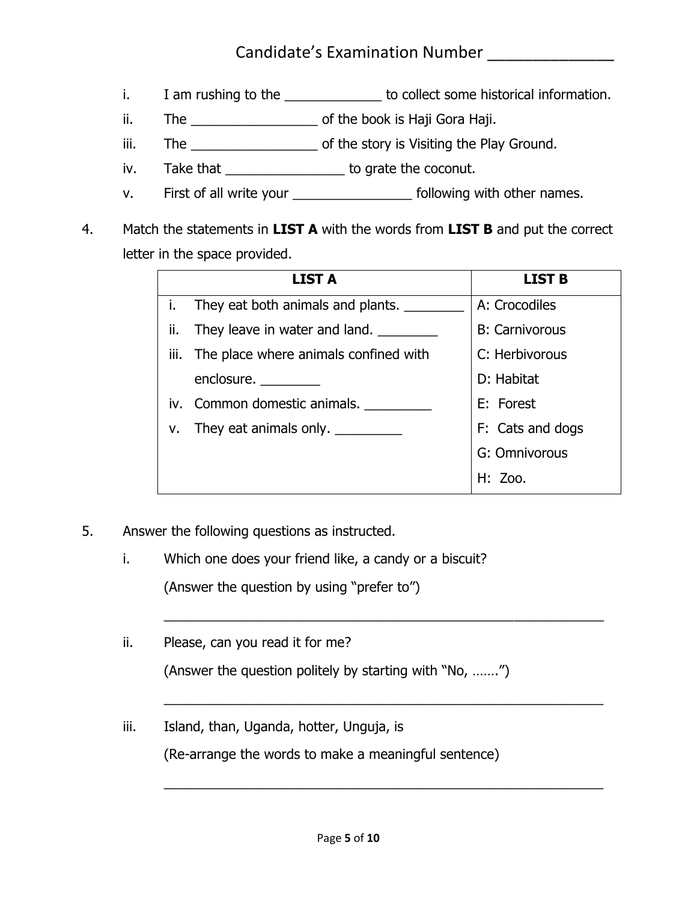Candidate's Examination Number _______________

i. I am rushing to the _____________ to collect some historical information.

ii. The _________________ of the book is Haji Gora Haji.

iii. The _________________ of the story is Visiting the Play Ground.

iv. Take that ________________ to grate the coconut.

v. First of all write your ________________ following with other names.

4. Match the statements in **LIST A** with the words from **LIST B** and put the correct letter in the space provided.

| LIST A | LIST B |
|---|---|
| i. They eat both animals and plants. ________ | A: Crocodiles |
| ii. They leave in water and land. ________ | B: Carnivorous |
| iii. The place where animals confined with enclosure. ________ | C: Herbivorous |
| | D: Habitat |
| iv. Common domestic animals. _________ | E: Forest |
| v. They eat animals only. _________ | F: Cats and dogs |
| | G: Omnivorous |
| | H: Zoo. |

5. Answer the following questions as instructed.

i. Which one does your friend like, a candy or a biscuit?

(Answer the question by using "prefer to")

_____________________________________________________________

ii. Please, can you read it for me?

(Answer the question politely by starting with "No, …….")

_____________________________________________________________

iii. Island, than, Uganda, hotter, Unguja, is

(Re-arrange the words to make a meaningful sentence)

_____________________________________________________________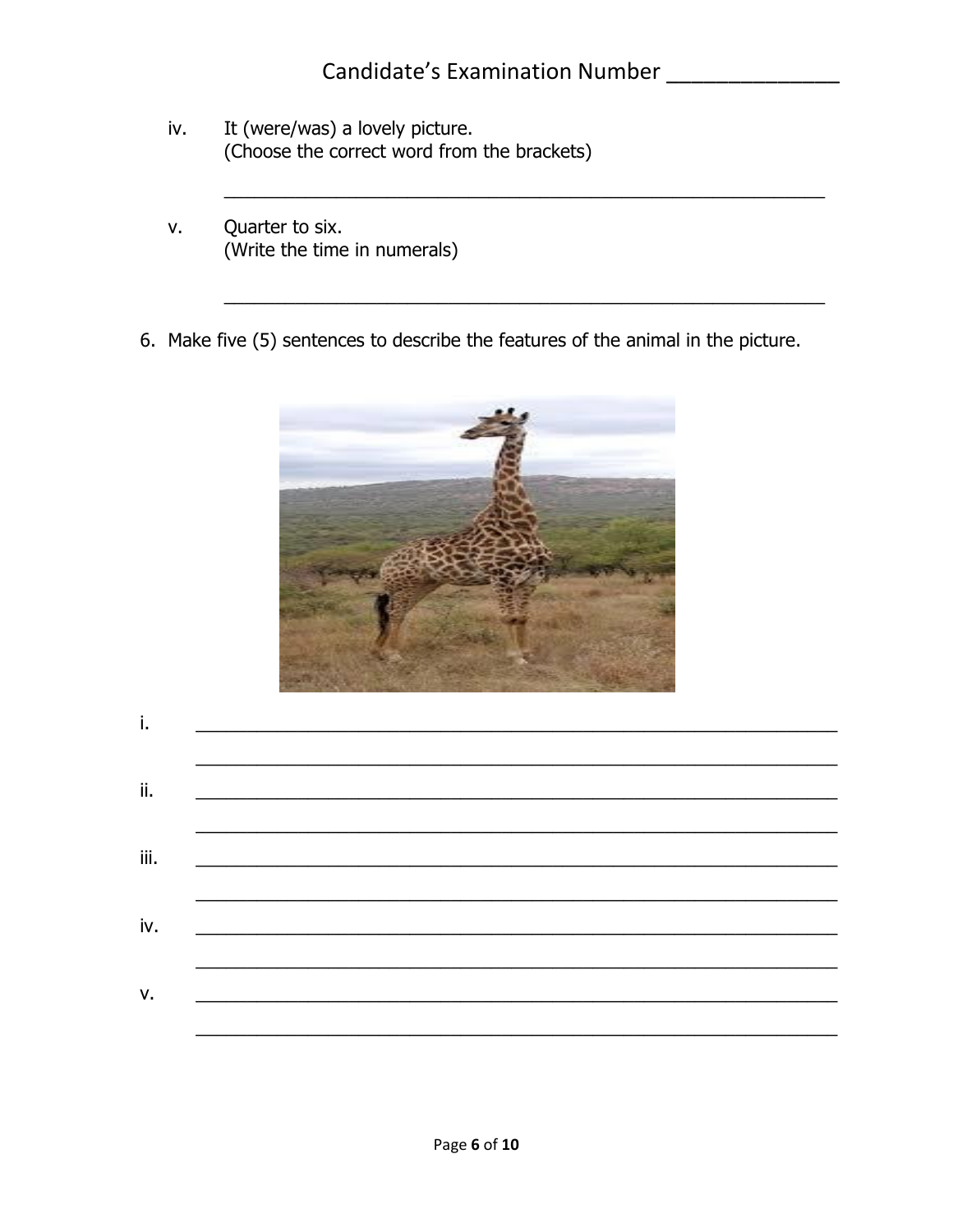Candidate's Examination Number _______________

iv. It (were/was) a lovely picture.
(Choose the correct word from the brackets)

_______________________________________________

v. Quarter to six.
(Write the time in numerals)

_______________________________________________

6. Make five (5) sentences to describe the features of the animal in the picture.

i. _______________________________________________

_______________________________________________

ii. _______________________________________________

_______________________________________________

iii. _______________________________________________

_______________________________________________

iv. _______________________________________________

_______________________________________________

v. _______________________________________________

_______________________________________________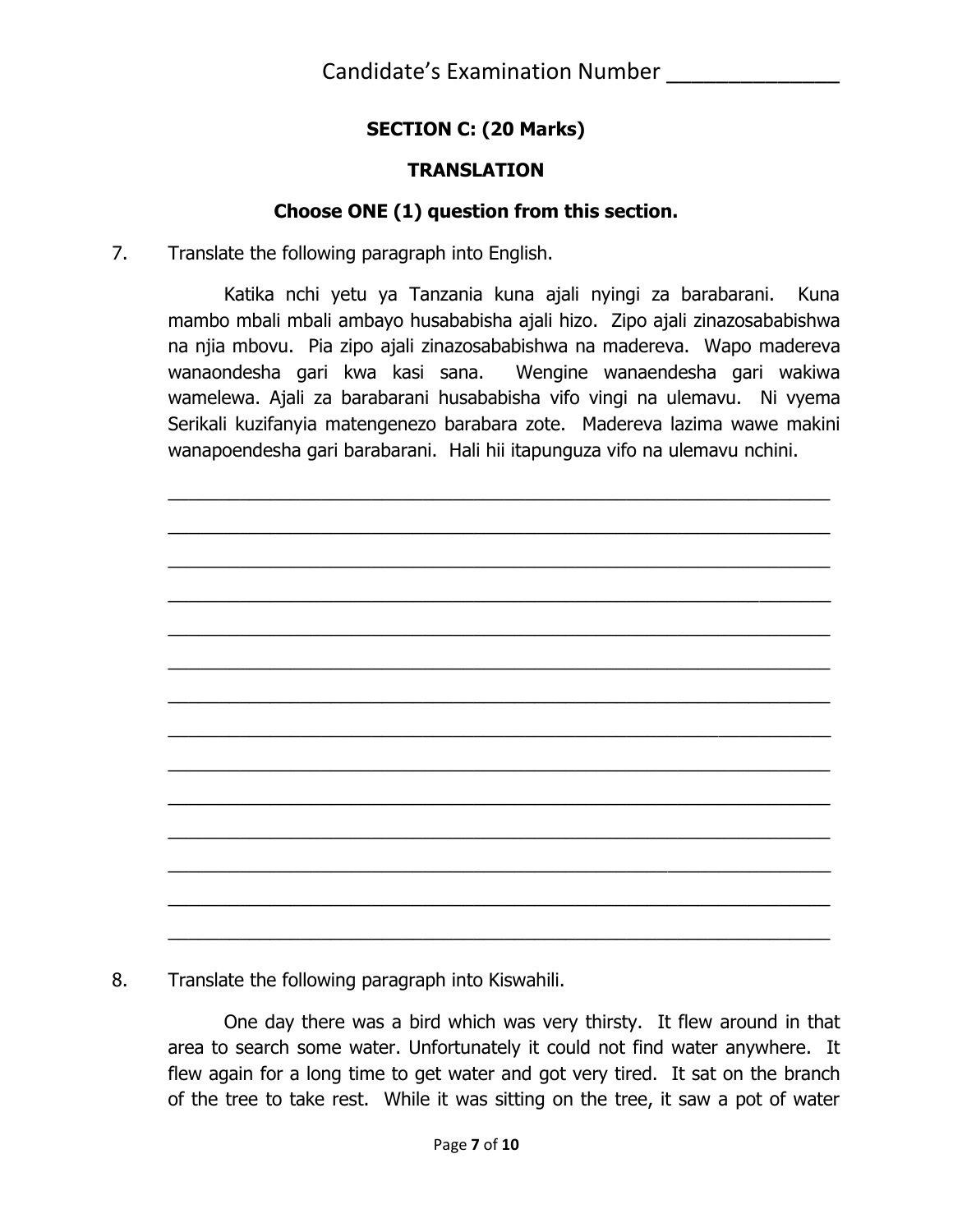Candidate's Examination Number _______________

## SECTION C: (20 Marks)

### TRANSLATION

**Choose ONE (1) question from this section.**

7. Translate the following paragraph into English.

   Katika nchi yetu ya Tanzania kuna ajali nyingi za barabarani. Kuna mambo mbali mbali ambayo husababisha ajali hizo. Zipo ajali zinazosababishwa na njia mbovu. Pia zipo ajali zinazosababishwa na madereva. Wapo madereva wanaondesha gari kwa kasi sana. Wengine wanaendesha gari wakiwa wamelewa. Ajali za barabarani husababisha vifo vingi na ulemavu. Ni vyema Serikali kuzifanyia matengenezo barabara zote. Madereva lazima wawe makini wanapoendesha gari barabarani. Hali hii itapunguza vifo na ulemavu nchini.

   ______________________________________________________________________
   ______________________________________________________________________
   ______________________________________________________________________
   ______________________________________________________________________
   ______________________________________________________________________
   ______________________________________________________________________
   ______________________________________________________________________
   ______________________________________________________________________
   ______________________________________________________________________
   ______________________________________________________________________
   ______________________________________________________________________
   ______________________________________________________________________
   ______________________________________________________________________
   ______________________________________________________________________

8. Translate the following paragraph into Kiswahili.

   One day there was a bird which was very thirsty. It flew around in that area to search some water. Unfortunately it could not find water anywhere. It flew again for a long time to get water and got very tired. It sat on the branch of the tree to take rest. While it was sitting on the tree, it saw a pot of water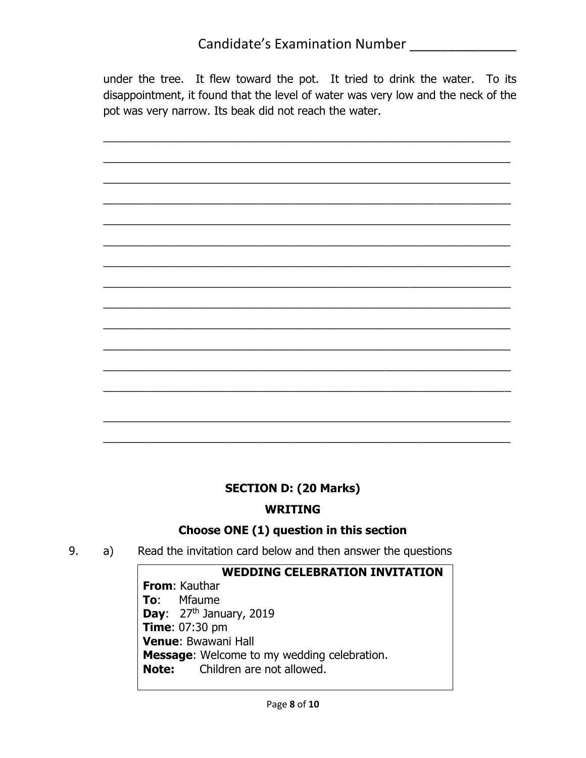Candidate's Examination Number ______________

under the tree. It flew toward the pot. It tried to drink the water. To its disappointment, it found that the level of water was very low and the neck of the pot was very narrow. Its beak did not reach the water.

_______________________________________________________________

_______________________________________________________________

_______________________________________________________________

_______________________________________________________________

_______________________________________________________________

_______________________________________________________________

_______________________________________________________________

_______________________________________________________________

_______________________________________________________________

_______________________________________________________________

_______________________________________________________________

_______________________________________________________________

_______________________________________________________________

_______________________________________________________________

_______________________________________________________________

## SECTION D: (20 Marks)

## WRITING

### Choose ONE (1) question in this section

9. a) Read the invitation card below and then answer the questions

> **WEDDING CELEBRATION INVITATION**
>
> **From**: Kauthar
> **To**: Mfaume
> **Day**: 27th January, 2019
> **Time**: 07:30 pm
> **Venue**: Bwawani Hall
> **Message**: Welcome to my wedding celebration.
> **Note:** Children are not allowed.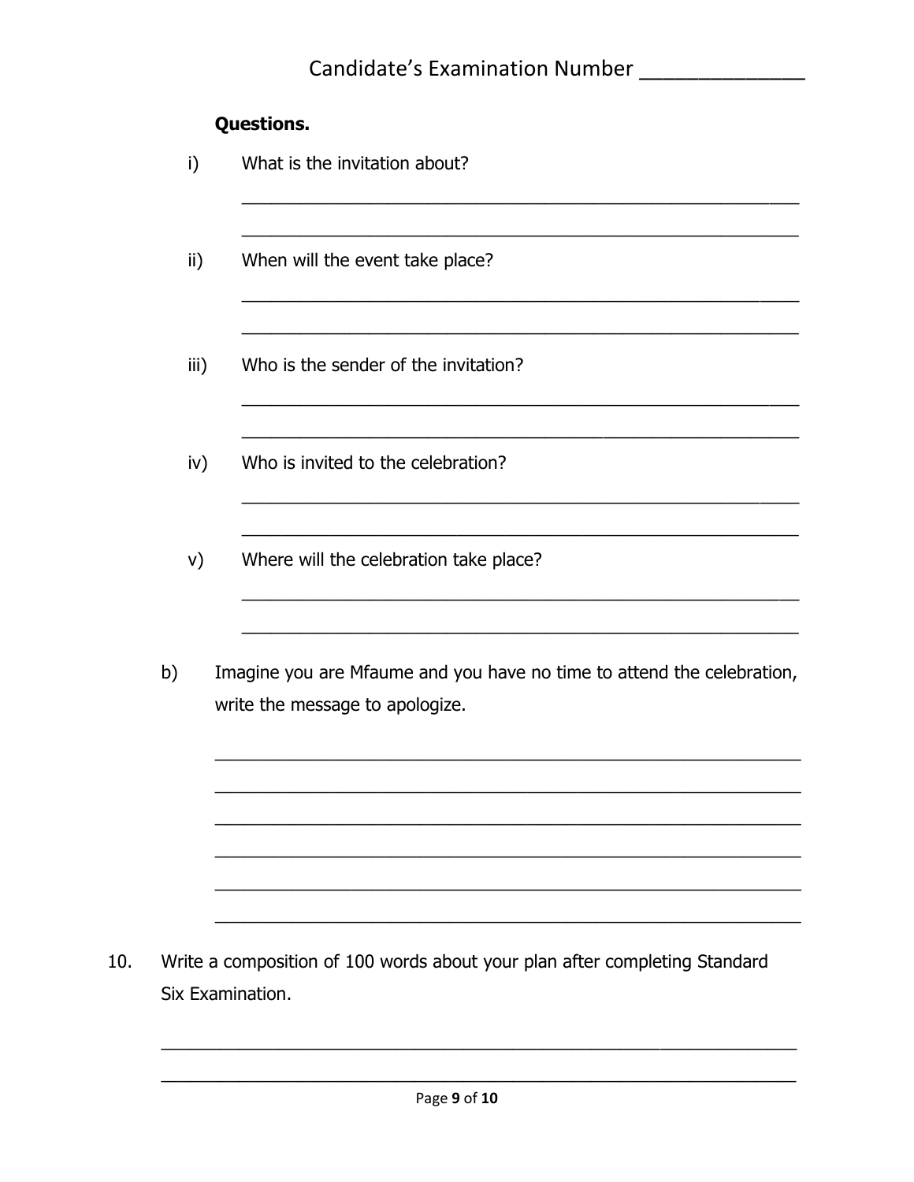Candidate's Examination Number ______________

**Questions.**

i) What is the invitation about?

_______________________________________________________________

_______________________________________________________________

ii) When will the event take place?

_______________________________________________________________

_______________________________________________________________

iii) Who is the sender of the invitation?

_______________________________________________________________

_______________________________________________________________

iv) Who is invited to the celebration?

_______________________________________________________________

_______________________________________________________________

v) Where will the celebration take place?

_______________________________________________________________

_______________________________________________________________

b) Imagine you are Mfaume and you have no time to attend the celebration, write the message to apologize.

_______________________________________________________________

_______________________________________________________________

_______________________________________________________________

_______________________________________________________________

_______________________________________________________________

_______________________________________________________________

10. Write a composition of 100 words about your plan after completing Standard Six Examination.

_______________________________________________________________

_______________________________________________________________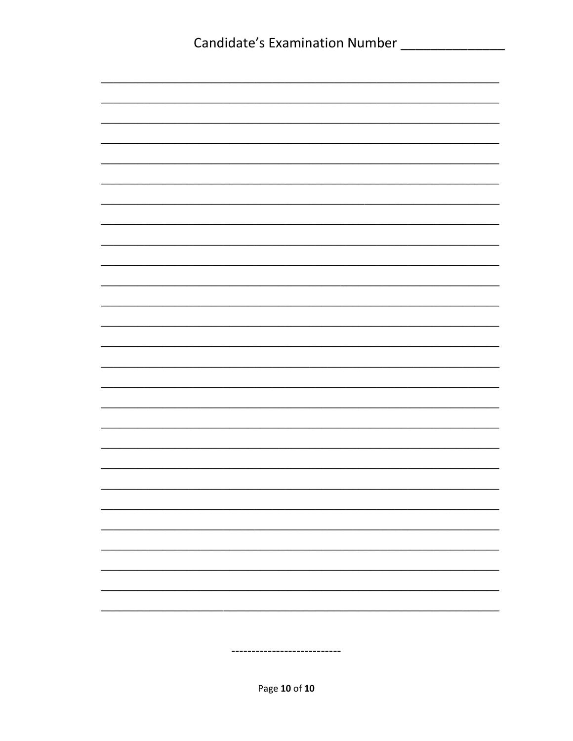Candidate's Examination Number _______________

_________________________________________________________________

_________________________________________________________________

_________________________________________________________________

_________________________________________________________________

_________________________________________________________________

_________________________________________________________________

_________________________________________________________________

_________________________________________________________________

_________________________________________________________________

_________________________________________________________________

_________________________________________________________________

_________________________________________________________________

_________________________________________________________________

_________________________________________________________________

_________________________________________________________________

_________________________________________________________________

_________________________________________________________________

_________________________________________________________________

_________________________________________________________________

_________________________________________________________________

_________________________________________________________________

_________________________________________________________________

_________________________________________________________________

_________________________________________________________________

_________________________________________________________________

_________________________________________________________________

_________________________________________________________________

---------------------------